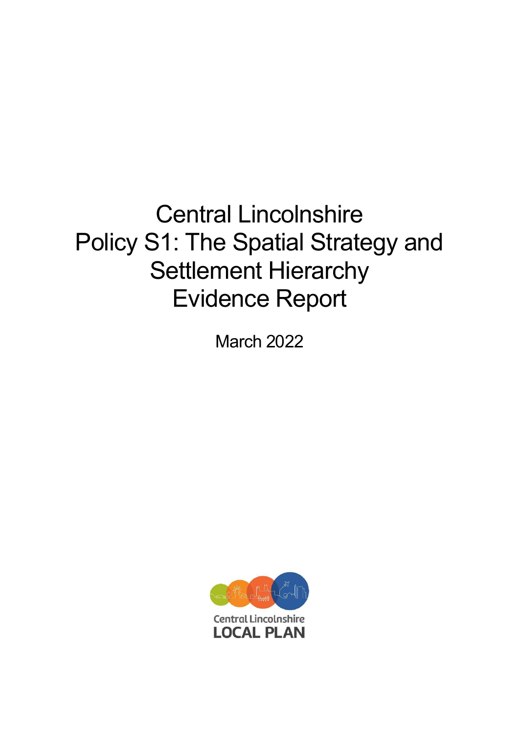# Central Lincolnshire Policy S1: The Spatial Strategy and Settlement Hierarchy Evidence Report

March 2022

Central Lincolnshire
LOCAL PLAN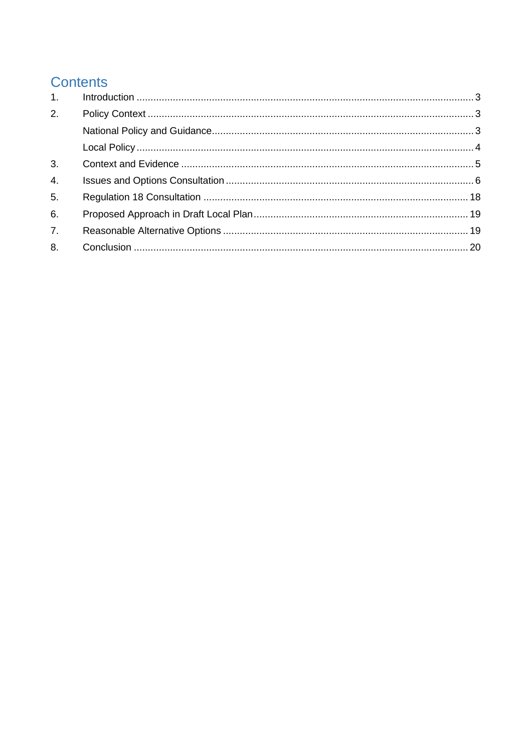# Contents

1. Introduction ........................................................................................................................ 3
2. Policy Context .................................................................................................................... 3
   - National Policy and Guidance............................................................................................. 3
   - Local Policy ........................................................................................................................ 4
3. Context and Evidence ........................................................................................................ 5
4. Issues and Options Consultation ........................................................................................ 6
5. Regulation 18 Consultation .............................................................................................. 18
6. Proposed Approach in Draft Local Plan ............................................................................ 19
7. Reasonable Alternative Options ....................................................................................... 19
8. Conclusion ....................................................................................................................... 20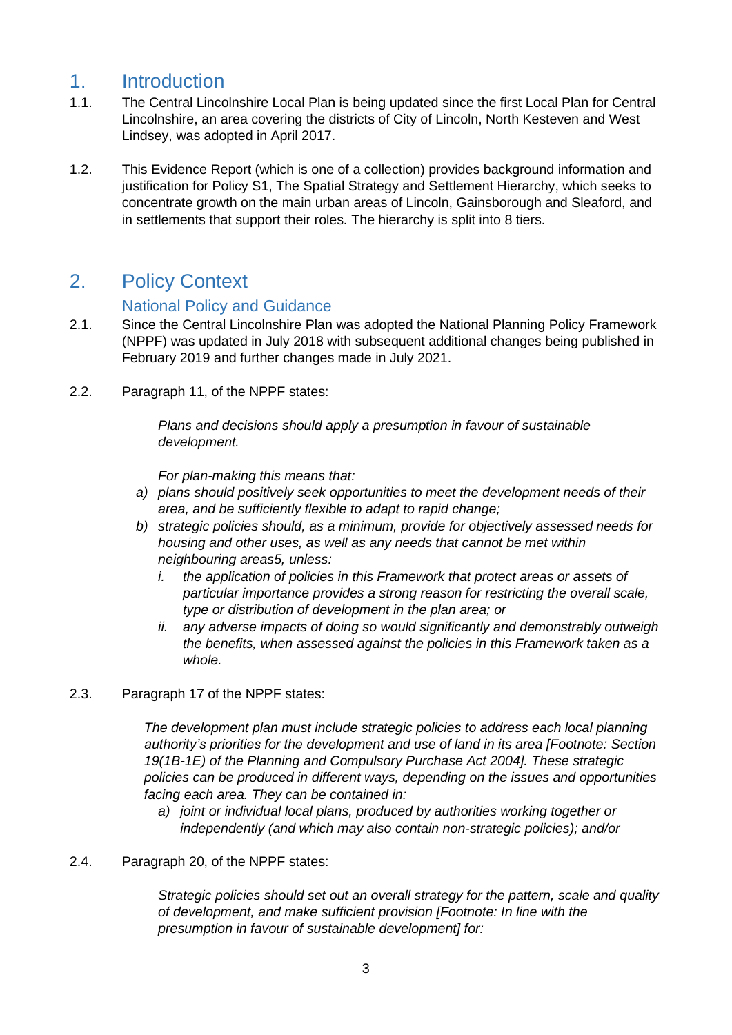# 1. Introduction

1.1. The Central Lincolnshire Local Plan is being updated since the first Local Plan for Central Lincolnshire, an area covering the districts of City of Lincoln, North Kesteven and West Lindsey, was adopted in April 2017.

1.2. This Evidence Report (which is one of a collection) provides background information and justification for Policy S1, The Spatial Strategy and Settlement Hierarchy, which seeks to concentrate growth on the main urban areas of Lincoln, Gainsborough and Sleaford, and in settlements that support their roles. The hierarchy is split into 8 tiers.

# 2. Policy Context

## National Policy and Guidance

2.1. Since the Central Lincolnshire Plan was adopted the National Planning Policy Framework (NPPF) was updated in July 2018 with subsequent additional changes being published in February 2019 and further changes made in July 2021.

2.2. Paragraph 11, of the NPPF states:

> *Plans and decisions should apply a presumption in favour of sustainable development.*
>
> *For plan-making this means that:*
>
> *a) plans should positively seek opportunities to meet the development needs of their area, and be sufficiently flexible to adapt to rapid change;*
>
> *b) strategic policies should, as a minimum, provide for objectively assessed needs for housing and other uses, as well as any needs that cannot be met within neighbouring areas5, unless:*
>
> *i. the application of policies in this Framework that protect areas or assets of particular importance provides a strong reason for restricting the overall scale, type or distribution of development in the plan area; or*
>
> *ii. any adverse impacts of doing so would significantly and demonstrably outweigh the benefits, when assessed against the policies in this Framework taken as a whole.*

2.3. Paragraph 17 of the NPPF states:

> *The development plan must include strategic policies to address each local planning authority's priorities for the development and use of land in its area [Footnote: Section 19(1B-1E) of the Planning and Compulsory Purchase Act 2004]. These strategic policies can be produced in different ways, depending on the issues and opportunities facing each area. They can be contained in:*
>
> *a) joint or individual local plans, produced by authorities working together or independently (and which may also contain non-strategic policies); and/or*

2.4. Paragraph 20, of the NPPF states:

> *Strategic policies should set out an overall strategy for the pattern, scale and quality of development, and make sufficient provision [Footnote: In line with the presumption in favour of sustainable development] for:*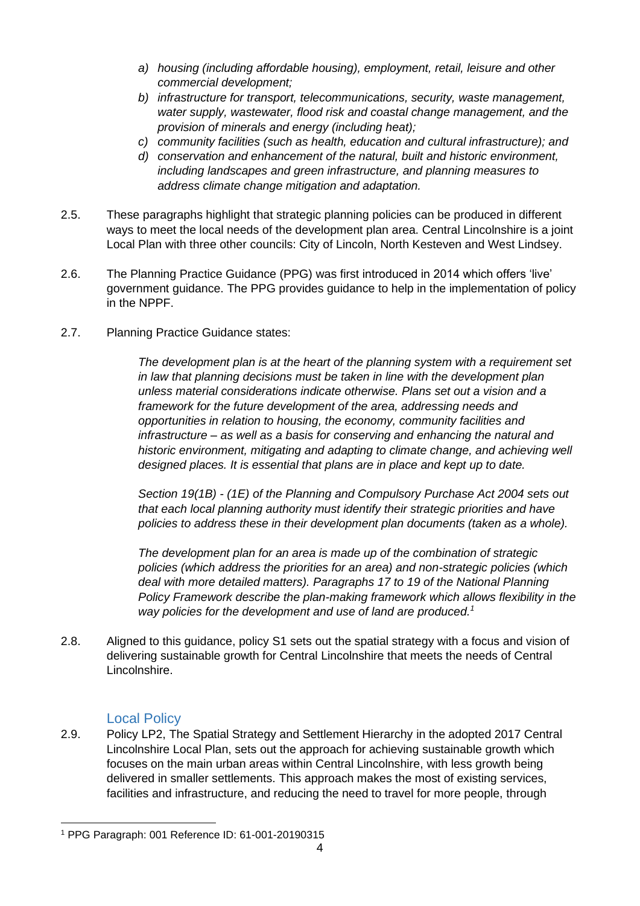- *a) housing (including affordable housing), employment, retail, leisure and other commercial development;*
- *b) infrastructure for transport, telecommunications, security, waste management, water supply, wastewater, flood risk and coastal change management, and the provision of minerals and energy (including heat);*
- *c) community facilities (such as health, education and cultural infrastructure); and*
- *d) conservation and enhancement of the natural, built and historic environment, including landscapes and green infrastructure, and planning measures to address climate change mitigation and adaptation.*

2.5. These paragraphs highlight that strategic planning policies can be produced in different ways to meet the local needs of the development plan area. Central Lincolnshire is a joint Local Plan with three other councils: City of Lincoln, North Kesteven and West Lindsey.

2.6. The Planning Practice Guidance (PPG) was first introduced in 2014 which offers 'live' government guidance. The PPG provides guidance to help in the implementation of policy in the NPPF.

2.7. Planning Practice Guidance states:

> *The development plan is at the heart of the planning system with a requirement set in law that planning decisions must be taken in line with the development plan unless material considerations indicate otherwise. Plans set out a vision and a framework for the future development of the area, addressing needs and opportunities in relation to housing, the economy, community facilities and infrastructure – as well as a basis for conserving and enhancing the natural and historic environment, mitigating and adapting to climate change, and achieving well designed places. It is essential that plans are in place and kept up to date.*
>
> *Section 19(1B) - (1E) of the Planning and Compulsory Purchase Act 2004 sets out that each local planning authority must identify their strategic priorities and have policies to address these in their development plan documents (taken as a whole).*
>
> *The development plan for an area is made up of the combination of strategic policies (which address the priorities for an area) and non-strategic policies (which deal with more detailed matters). Paragraphs 17 to 19 of the National Planning Policy Framework describe the plan-making framework which allows flexibility in the way policies for the development and use of land are produced.*[1]

2.8. Aligned to this guidance, policy S1 sets out the spatial strategy with a focus and vision of delivering sustainable growth for Central Lincolnshire that meets the needs of Central Lincolnshire.

## Local Policy

2.9. Policy LP2, The Spatial Strategy and Settlement Hierarchy in the adopted 2017 Central Lincolnshire Local Plan, sets out the approach for achieving sustainable growth which focuses on the main urban areas within Central Lincolnshire, with less growth being delivered in smaller settlements. This approach makes the most of existing services, facilities and infrastructure, and reducing the need to travel for more people, through

---

[1] PPG Paragraph: 001 Reference ID: 61-001-20190315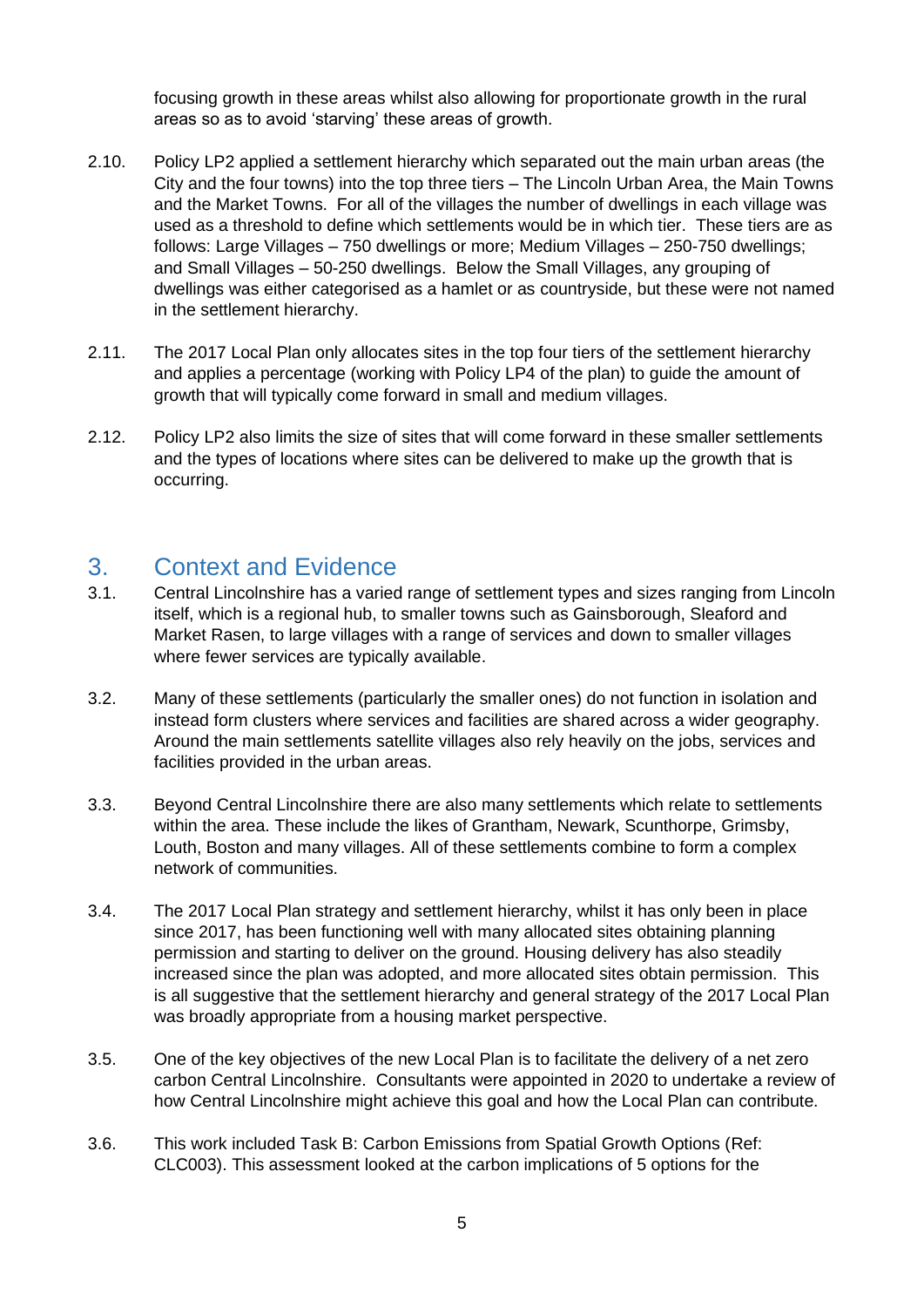focusing growth in these areas whilst also allowing for proportionate growth in the rural areas so as to avoid 'starving' these areas of growth.

2.10. Policy LP2 applied a settlement hierarchy which separated out the main urban areas (the City and the four towns) into the top three tiers – The Lincoln Urban Area, the Main Towns and the Market Towns. For all of the villages the number of dwellings in each village was used as a threshold to define which settlements would be in which tier. These tiers are as follows: Large Villages – 750 dwellings or more; Medium Villages – 250-750 dwellings; and Small Villages – 50-250 dwellings. Below the Small Villages, any grouping of dwellings was either categorised as a hamlet or as countryside, but these were not named in the settlement hierarchy.

2.11. The 2017 Local Plan only allocates sites in the top four tiers of the settlement hierarchy and applies a percentage (working with Policy LP4 of the plan) to guide the amount of growth that will typically come forward in small and medium villages.

2.12. Policy LP2 also limits the size of sites that will come forward in these smaller settlements and the types of locations where sites can be delivered to make up the growth that is occurring.

## 3. Context and Evidence

3.1. Central Lincolnshire has a varied range of settlement types and sizes ranging from Lincoln itself, which is a regional hub, to smaller towns such as Gainsborough, Sleaford and Market Rasen, to large villages with a range of services and down to smaller villages where fewer services are typically available.

3.2. Many of these settlements (particularly the smaller ones) do not function in isolation and instead form clusters where services and facilities are shared across a wider geography. Around the main settlements satellite villages also rely heavily on the jobs, services and facilities provided in the urban areas.

3.3. Beyond Central Lincolnshire there are also many settlements which relate to settlements within the area. These include the likes of Grantham, Newark, Scunthorpe, Grimsby, Louth, Boston and many villages. All of these settlements combine to form a complex network of communities.

3.4. The 2017 Local Plan strategy and settlement hierarchy, whilst it has only been in place since 2017, has been functioning well with many allocated sites obtaining planning permission and starting to deliver on the ground. Housing delivery has also steadily increased since the plan was adopted, and more allocated sites obtain permission. This is all suggestive that the settlement hierarchy and general strategy of the 2017 Local Plan was broadly appropriate from a housing market perspective.

3.5. One of the key objectives of the new Local Plan is to facilitate the delivery of a net zero carbon Central Lincolnshire. Consultants were appointed in 2020 to undertake a review of how Central Lincolnshire might achieve this goal and how the Local Plan can contribute.

3.6. This work included Task B: Carbon Emissions from Spatial Growth Options (Ref: CLC003). This assessment looked at the carbon implications of 5 options for the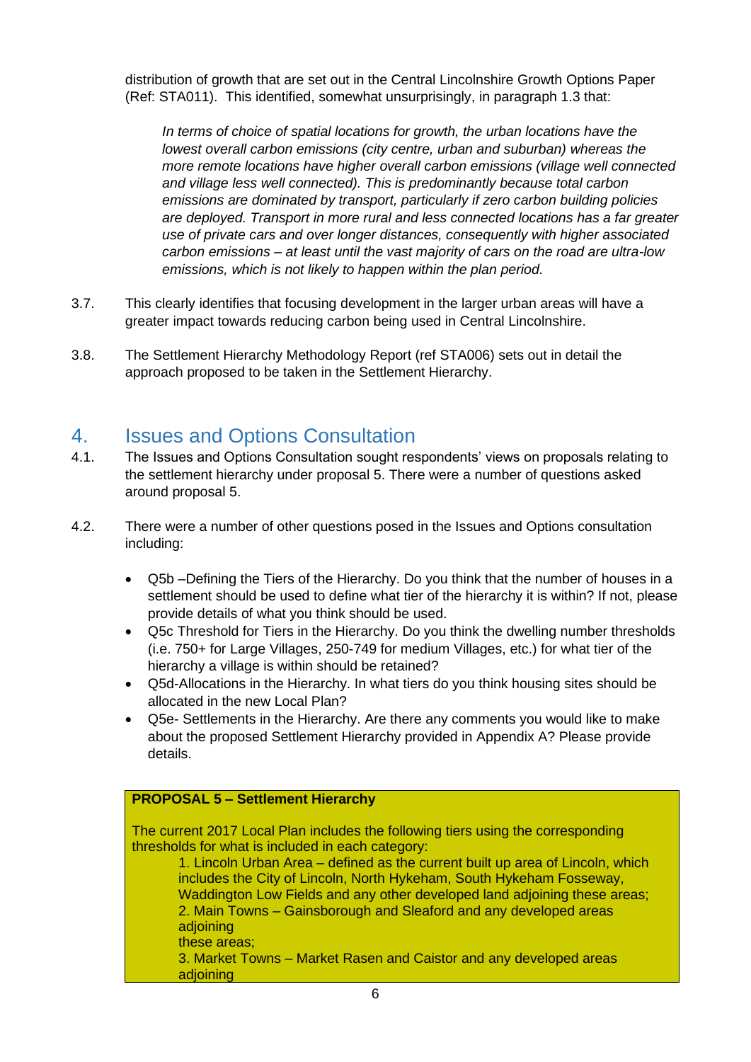distribution of growth that are set out in the Central Lincolnshire Growth Options Paper (Ref: STA011). This identified, somewhat unsurprisingly, in paragraph 1.3 that:

> *In terms of choice of spatial locations for growth, the urban locations have the lowest overall carbon emissions (city centre, urban and suburban) whereas the more remote locations have higher overall carbon emissions (village well connected and village less well connected). This is predominantly because total carbon emissions are dominated by transport, particularly if zero carbon building policies are deployed. Transport in more rural and less connected locations has a far greater use of private cars and over longer distances, consequently with higher associated carbon emissions – at least until the vast majority of cars on the road are ultra-low emissions, which is not likely to happen within the plan period.*

3.7. This clearly identifies that focusing development in the larger urban areas will have a greater impact towards reducing carbon being used in Central Lincolnshire.

3.8. The Settlement Hierarchy Methodology Report (ref STA006) sets out in detail the approach proposed to be taken in the Settlement Hierarchy.

## 4. Issues and Options Consultation

4.1. The Issues and Options Consultation sought respondents' views on proposals relating to the settlement hierarchy under proposal 5. There were a number of questions asked around proposal 5.

4.2. There were a number of other questions posed in the Issues and Options consultation including:

- Q5b –Defining the Tiers of the Hierarchy. Do you think that the number of houses in a settlement should be used to define what tier of the hierarchy it is within? If not, please provide details of what you think should be used.
- Q5c Threshold for Tiers in the Hierarchy. Do you think the dwelling number thresholds (i.e. 750+ for Large Villages, 250-749 for medium Villages, etc.) for what tier of the hierarchy a village is within should be retained?
- Q5d-Allocations in the Hierarchy. In what tiers do you think housing sites should be allocated in the new Local Plan?
- Q5e- Settlements in the Hierarchy. Are there any comments you would like to make about the proposed Settlement Hierarchy provided in Appendix A? Please provide details.

**PROPOSAL 5 – Settlement Hierarchy**

The current 2017 Local Plan includes the following tiers using the corresponding thresholds for what is included in each category:

1. Lincoln Urban Area – defined as the current built up area of Lincoln, which includes the City of Lincoln, North Hykeham, South Hykeham Fosseway, Waddington Low Fields and any other developed land adjoining these areas;
2. Main Towns – Gainsborough and Sleaford and any developed areas adjoining these areas;
3. Market Towns – Market Rasen and Caistor and any developed areas adjoining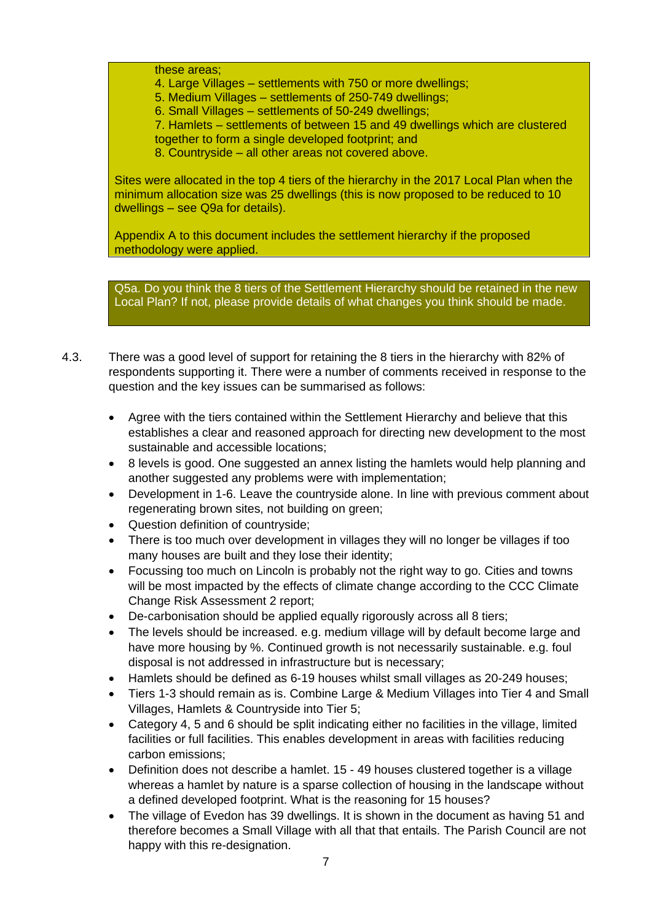these areas;

4. Large Villages – settlements with 750 or more dwellings;
5. Medium Villages – settlements of 250-749 dwellings;
6. Small Villages – settlements of 50-249 dwellings;
7. Hamlets – settlements of between 15 and 49 dwellings which are clustered together to form a single developed footprint; and
8. Countryside – all other areas not covered above.

Sites were allocated in the top 4 tiers of the hierarchy in the 2017 Local Plan when the minimum allocation size was 25 dwellings (this is now proposed to be reduced to 10 dwellings – see Q9a for details).

Appendix A to this document includes the settlement hierarchy if the proposed methodology were applied.

Q5a. Do you think the 8 tiers of the Settlement Hierarchy should be retained in the new Local Plan? If not, please provide details of what changes you think should be made.

4.3. There was a good level of support for retaining the 8 tiers in the hierarchy with 82% of respondents supporting it. There were a number of comments received in response to the question and the key issues can be summarised as follows:

- Agree with the tiers contained within the Settlement Hierarchy and believe that this establishes a clear and reasoned approach for directing new development to the most sustainable and accessible locations;
- 8 levels is good. One suggested an annex listing the hamlets would help planning and another suggested any problems were with implementation;
- Development in 1-6. Leave the countryside alone. In line with previous comment about regenerating brown sites, not building on green;
- Question definition of countryside;
- There is too much over development in villages they will no longer be villages if too many houses are built and they lose their identity;
- Focussing too much on Lincoln is probably not the right way to go. Cities and towns will be most impacted by the effects of climate change according to the CCC Climate Change Risk Assessment 2 report;
- De-carbonisation should be applied equally rigorously across all 8 tiers;
- The levels should be increased. e.g. medium village will by default become large and have more housing by %. Continued growth is not necessarily sustainable. e.g. foul disposal is not addressed in infrastructure but is necessary;
- Hamlets should be defined as 6-19 houses whilst small villages as 20-249 houses;
- Tiers 1-3 should remain as is. Combine Large & Medium Villages into Tier 4 and Small Villages, Hamlets & Countryside into Tier 5;
- Category 4, 5 and 6 should be split indicating either no facilities in the village, limited facilities or full facilities. This enables development in areas with facilities reducing carbon emissions;
- Definition does not describe a hamlet. 15 - 49 houses clustered together is a village whereas a hamlet by nature is a sparse collection of housing in the landscape without a defined developed footprint. What is the reasoning for 15 houses?
- The village of Evedon has 39 dwellings. It is shown in the document as having 51 and therefore becomes a Small Village with all that that entails. The Parish Council are not happy with this re-designation.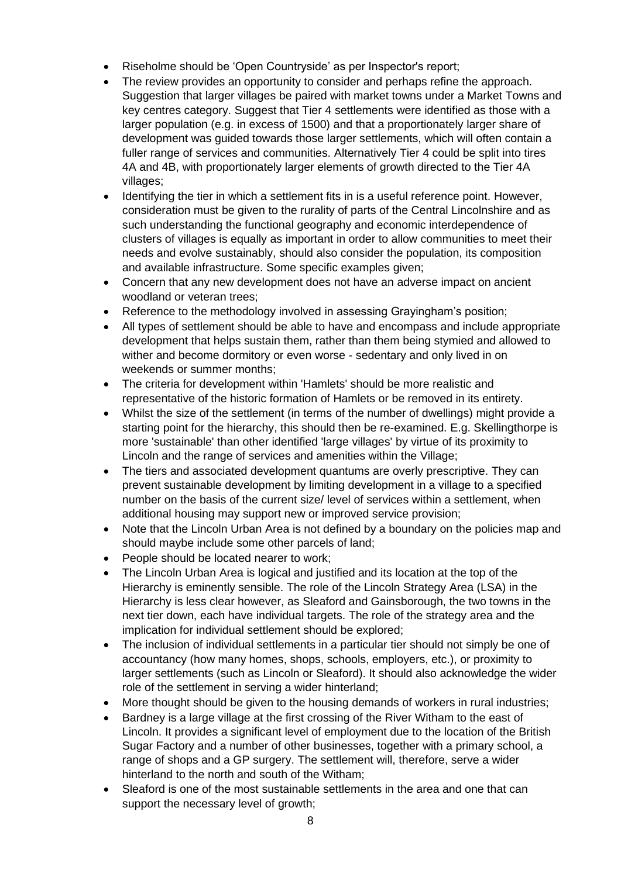- Riseholme should be 'Open Countryside' as per Inspector's report;
- The review provides an opportunity to consider and perhaps refine the approach. Suggestion that larger villages be paired with market towns under a Market Towns and key centres category. Suggest that Tier 4 settlements were identified as those with a larger population (e.g. in excess of 1500) and that a proportionately larger share of development was guided towards those larger settlements, which will often contain a fuller range of services and communities. Alternatively Tier 4 could be split into tires 4A and 4B, with proportionately larger elements of growth directed to the Tier 4A villages;
- Identifying the tier in which a settlement fits in is a useful reference point. However, consideration must be given to the rurality of parts of the Central Lincolnshire and as such understanding the functional geography and economic interdependence of clusters of villages is equally as important in order to allow communities to meet their needs and evolve sustainably, should also consider the population, its composition and available infrastructure. Some specific examples given;
- Concern that any new development does not have an adverse impact on ancient woodland or veteran trees;
- Reference to the methodology involved in assessing Grayingham's position;
- All types of settlement should be able to have and encompass and include appropriate development that helps sustain them, rather than them being stymied and allowed to wither and become dormitory or even worse - sedentary and only lived in on weekends or summer months;
- The criteria for development within 'Hamlets' should be more realistic and representative of the historic formation of Hamlets or be removed in its entirety.
- Whilst the size of the settlement (in terms of the number of dwellings) might provide a starting point for the hierarchy, this should then be re-examined. E.g. Skellingthorpe is more 'sustainable' than other identified 'large villages' by virtue of its proximity to Lincoln and the range of services and amenities within the Village;
- The tiers and associated development quantums are overly prescriptive. They can prevent sustainable development by limiting development in a village to a specified number on the basis of the current size/ level of services within a settlement, when additional housing may support new or improved service provision;
- Note that the Lincoln Urban Area is not defined by a boundary on the policies map and should maybe include some other parcels of land;
- People should be located nearer to work;
- The Lincoln Urban Area is logical and justified and its location at the top of the Hierarchy is eminently sensible. The role of the Lincoln Strategy Area (LSA) in the Hierarchy is less clear however, as Sleaford and Gainsborough, the two towns in the next tier down, each have individual targets. The role of the strategy area and the implication for individual settlement should be explored;
- The inclusion of individual settlements in a particular tier should not simply be one of accountancy (how many homes, shops, schools, employers, etc.), or proximity to larger settlements (such as Lincoln or Sleaford). It should also acknowledge the wider role of the settlement in serving a wider hinterland;
- More thought should be given to the housing demands of workers in rural industries;
- Bardney is a large village at the first crossing of the River Witham to the east of Lincoln. It provides a significant level of employment due to the location of the British Sugar Factory and a number of other businesses, together with a primary school, a range of shops and a GP surgery. The settlement will, therefore, serve a wider hinterland to the north and south of the Witham;
- Sleaford is one of the most sustainable settlements in the area and one that can support the necessary level of growth;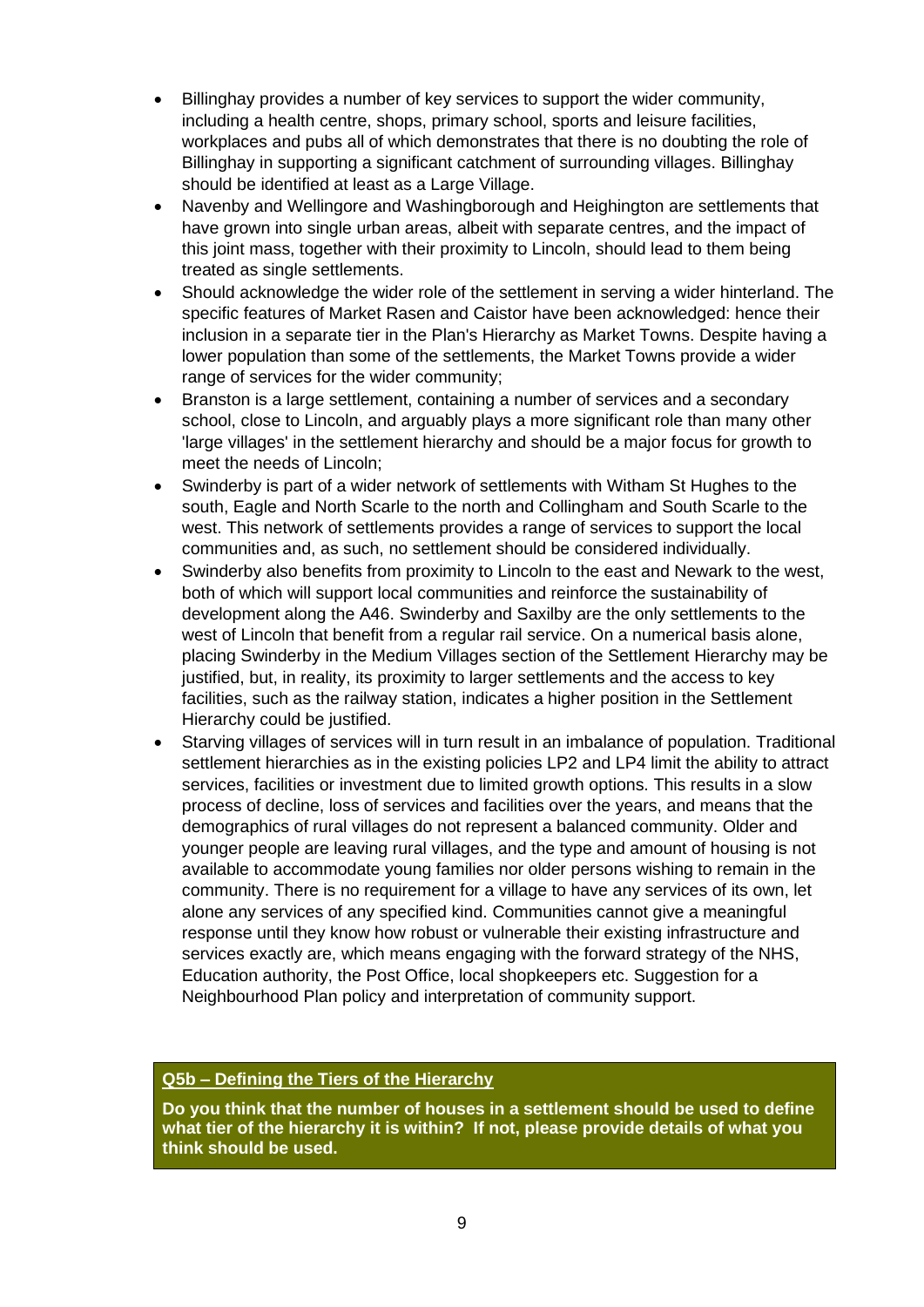- Billinghay provides a number of key services to support the wider community, including a health centre, shops, primary school, sports and leisure facilities, workplaces and pubs all of which demonstrates that there is no doubting the role of Billinghay in supporting a significant catchment of surrounding villages. Billinghay should be identified at least as a Large Village.
- Navenby and Wellingore and Washingborough and Heighington are settlements that have grown into single urban areas, albeit with separate centres, and the impact of this joint mass, together with their proximity to Lincoln, should lead to them being treated as single settlements.
- Should acknowledge the wider role of the settlement in serving a wider hinterland. The specific features of Market Rasen and Caistor have been acknowledged: hence their inclusion in a separate tier in the Plan's Hierarchy as Market Towns. Despite having a lower population than some of the settlements, the Market Towns provide a wider range of services for the wider community;
- Branston is a large settlement, containing a number of services and a secondary school, close to Lincoln, and arguably plays a more significant role than many other 'large villages' in the settlement hierarchy and should be a major focus for growth to meet the needs of Lincoln;
- Swinderby is part of a wider network of settlements with Witham St Hughes to the south, Eagle and North Scarle to the north and Collingham and South Scarle to the west. This network of settlements provides a range of services to support the local communities and, as such, no settlement should be considered individually.
- Swinderby also benefits from proximity to Lincoln to the east and Newark to the west, both of which will support local communities and reinforce the sustainability of development along the A46. Swinderby and Saxilby are the only settlements to the west of Lincoln that benefit from a regular rail service. On a numerical basis alone, placing Swinderby in the Medium Villages section of the Settlement Hierarchy may be justified, but, in reality, its proximity to larger settlements and the access to key facilities, such as the railway station, indicates a higher position in the Settlement Hierarchy could be justified.
- Starving villages of services will in turn result in an imbalance of population. Traditional settlement hierarchies as in the existing policies LP2 and LP4 limit the ability to attract services, facilities or investment due to limited growth options. This results in a slow process of decline, loss of services and facilities over the years, and means that the demographics of rural villages do not represent a balanced community. Older and younger people are leaving rural villages, and the type and amount of housing is not available to accommodate young families nor older persons wishing to remain in the community. There is no requirement for a village to have any services of its own, let alone any services of any specified kind. Communities cannot give a meaningful response until they know how robust or vulnerable their existing infrastructure and services exactly are, which means engaging with the forward strategy of the NHS, Education authority, the Post Office, local shopkeepers etc. Suggestion for a Neighbourhood Plan policy and interpretation of community support.

**Q5b – Defining the Tiers of the Hierarchy**

**Do you think that the number of houses in a settlement should be used to define what tier of the hierarchy it is within? If not, please provide details of what you think should be used.**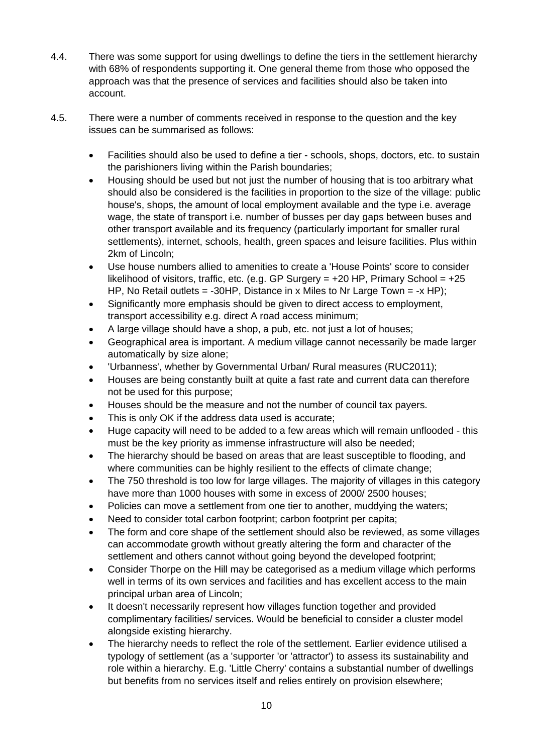4.4. There was some support for using dwellings to define the tiers in the settlement hierarchy with 68% of respondents supporting it. One general theme from those who opposed the approach was that the presence of services and facilities should also be taken into account.

4.5. There were a number of comments received in response to the question and the key issues can be summarised as follows:

- Facilities should also be used to define a tier - schools, shops, doctors, etc. to sustain the parishioners living within the Parish boundaries;
- Housing should be used but not just the number of housing that is too arbitrary what should also be considered is the facilities in proportion to the size of the village: public house's, shops, the amount of local employment available and the type i.e. average wage, the state of transport i.e. number of busses per day gaps between buses and other transport available and its frequency (particularly important for smaller rural settlements), internet, schools, health, green spaces and leisure facilities. Plus within 2km of Lincoln;
- Use house numbers allied to amenities to create a 'House Points' score to consider likelihood of visitors, traffic, etc. (e.g. GP Surgery = +20 HP, Primary School = +25 HP, No Retail outlets = -30HP, Distance in x Miles to Nr Large Town = -x HP);
- Significantly more emphasis should be given to direct access to employment, transport accessibility e.g. direct A road access minimum;
- A large village should have a shop, a pub, etc. not just a lot of houses;
- Geographical area is important. A medium village cannot necessarily be made larger automatically by size alone;
- 'Urbanness', whether by Governmental Urban/ Rural measures (RUC2011);
- Houses are being constantly built at quite a fast rate and current data can therefore not be used for this purpose;
- Houses should be the measure and not the number of council tax payers.
- This is only OK if the address data used is accurate;
- Huge capacity will need to be added to a few areas which will remain unflooded - this must be the key priority as immense infrastructure will also be needed;
- The hierarchy should be based on areas that are least susceptible to flooding, and where communities can be highly resilient to the effects of climate change;
- The 750 threshold is too low for large villages. The majority of villages in this category have more than 1000 houses with some in excess of 2000/ 2500 houses;
- Policies can move a settlement from one tier to another, muddying the waters;
- Need to consider total carbon footprint; carbon footprint per capita;
- The form and core shape of the settlement should also be reviewed, as some villages can accommodate growth without greatly altering the form and character of the settlement and others cannot without going beyond the developed footprint;
- Consider Thorpe on the Hill may be categorised as a medium village which performs well in terms of its own services and facilities and has excellent access to the main principal urban area of Lincoln;
- It doesn't necessarily represent how villages function together and provided complimentary facilities/ services. Would be beneficial to consider a cluster model alongside existing hierarchy.
- The hierarchy needs to reflect the role of the settlement. Earlier evidence utilised a typology of settlement (as a 'supporter 'or 'attractor') to assess its sustainability and role within a hierarchy. E.g. 'Little Cherry' contains a substantial number of dwellings but benefits from no services itself and relies entirely on provision elsewhere;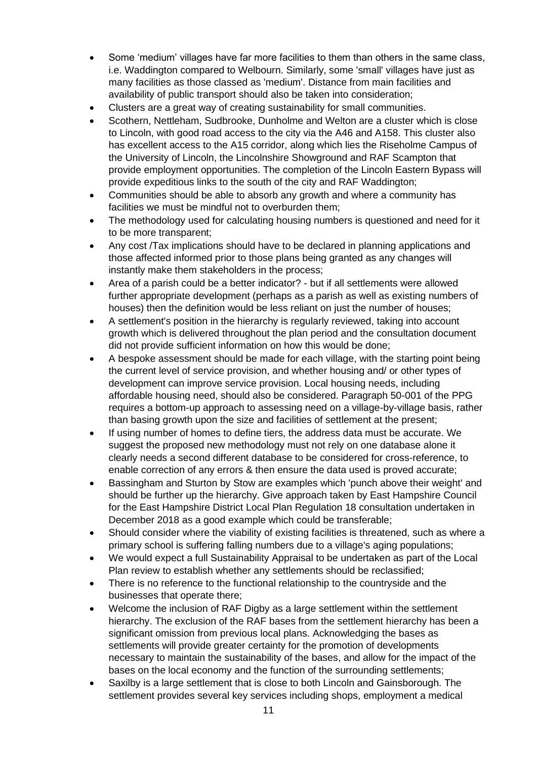- Some 'medium' villages have far more facilities to them than others in the same class, i.e. Waddington compared to Welbourn. Similarly, some 'small' villages have just as many facilities as those classed as 'medium'. Distance from main facilities and availability of public transport should also be taken into consideration;
- Clusters are a great way of creating sustainability for small communities.
- Scothern, Nettleham, Sudbrooke, Dunholme and Welton are a cluster which is close to Lincoln, with good road access to the city via the A46 and A158. This cluster also has excellent access to the A15 corridor, along which lies the Riseholme Campus of the University of Lincoln, the Lincolnshire Showground and RAF Scampton that provide employment opportunities. The completion of the Lincoln Eastern Bypass will provide expeditious links to the south of the city and RAF Waddington;
- Communities should be able to absorb any growth and where a community has facilities we must be mindful not to overburden them;
- The methodology used for calculating housing numbers is questioned and need for it to be more transparent;
- Any cost /Tax implications should have to be declared in planning applications and those affected informed prior to those plans being granted as any changes will instantly make them stakeholders in the process;
- Area of a parish could be a better indicator? - but if all settlements were allowed further appropriate development (perhaps as a parish as well as existing numbers of houses) then the definition would be less reliant on just the number of houses;
- A settlement's position in the hierarchy is regularly reviewed, taking into account growth which is delivered throughout the plan period and the consultation document did not provide sufficient information on how this would be done;
- A bespoke assessment should be made for each village, with the starting point being the current level of service provision, and whether housing and/ or other types of development can improve service provision. Local housing needs, including affordable housing need, should also be considered. Paragraph 50-001 of the PPG requires a bottom-up approach to assessing need on a village-by-village basis, rather than basing growth upon the size and facilities of settlement at the present;
- If using number of homes to define tiers, the address data must be accurate. We suggest the proposed new methodology must not rely on one database alone it clearly needs a second different database to be considered for cross-reference, to enable correction of any errors & then ensure the data used is proved accurate;
- Bassingham and Sturton by Stow are examples which 'punch above their weight' and should be further up the hierarchy. Give approach taken by East Hampshire Council for the East Hampshire District Local Plan Regulation 18 consultation undertaken in December 2018 as a good example which could be transferable;
- Should consider where the viability of existing facilities is threatened, such as where a primary school is suffering falling numbers due to a village's aging populations;
- We would expect a full Sustainability Appraisal to be undertaken as part of the Local Plan review to establish whether any settlements should be reclassified;
- There is no reference to the functional relationship to the countryside and the businesses that operate there;
- Welcome the inclusion of RAF Digby as a large settlement within the settlement hierarchy. The exclusion of the RAF bases from the settlement hierarchy has been a significant omission from previous local plans. Acknowledging the bases as settlements will provide greater certainty for the promotion of developments necessary to maintain the sustainability of the bases, and allow for the impact of the bases on the local economy and the function of the surrounding settlements;
- Saxilby is a large settlement that is close to both Lincoln and Gainsborough. The settlement provides several key services including shops, employment a medical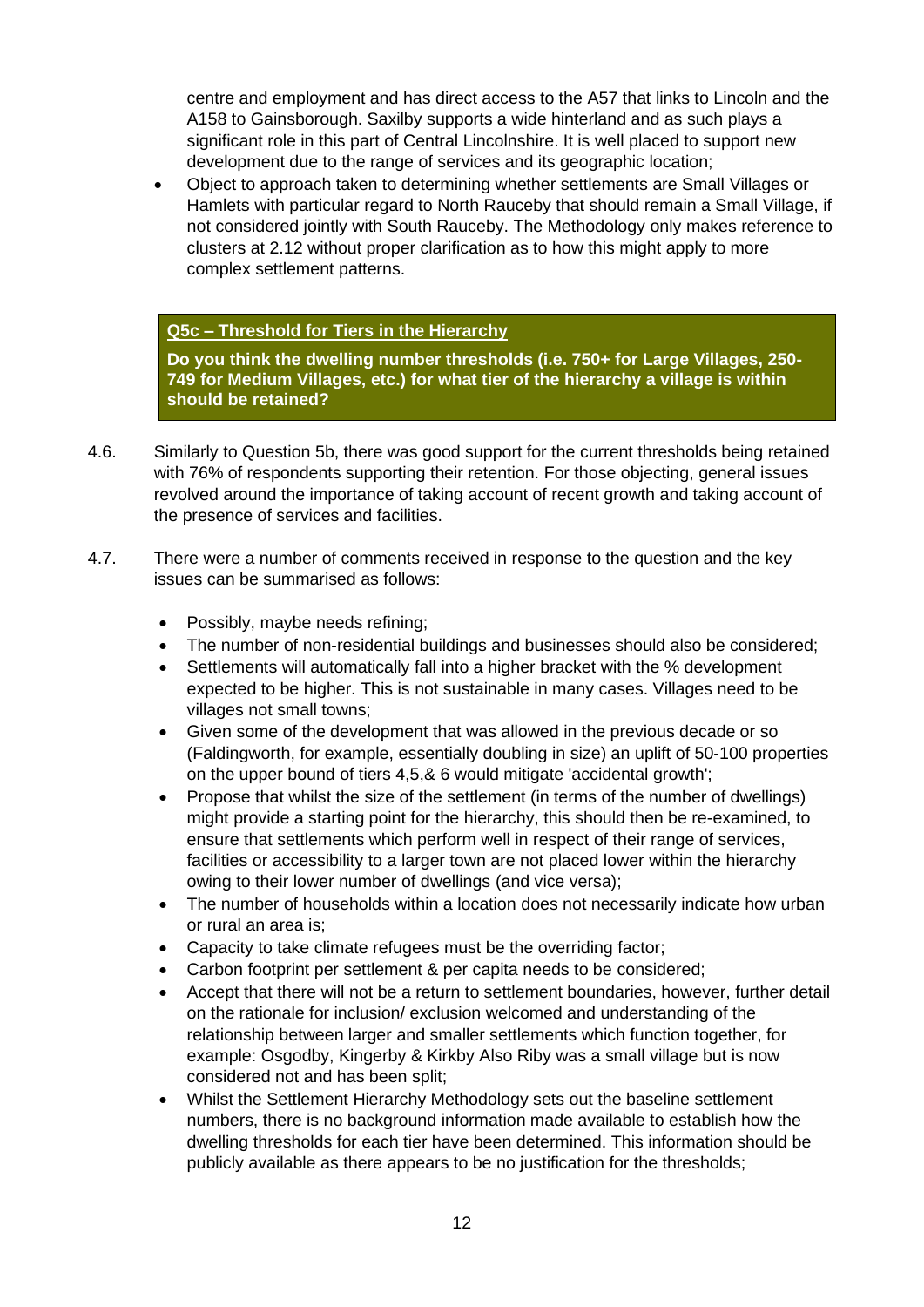centre and employment and has direct access to the A57 that links to Lincoln and the A158 to Gainsborough. Saxilby supports a wide hinterland and as such plays a significant role in this part of Central Lincolnshire. It is well placed to support new development due to the range of services and its geographic location;
- Object to approach taken to determining whether settlements are Small Villages or Hamlets with particular regard to North Rauceby that should remain a Small Village, if not considered jointly with South Rauceby. The Methodology only makes reference to clusters at 2.12 without proper clarification as to how this might apply to more complex settlement patterns.

> **Q5c – Threshold for Tiers in the Hierarchy**
>
> **Do you think the dwelling number thresholds (i.e. 750+ for Large Villages, 250-749 for Medium Villages, etc.) for what tier of the hierarchy a village is within should be retained?**

4.6. Similarly to Question 5b, there was good support for the current thresholds being retained with 76% of respondents supporting their retention. For those objecting, general issues revolved around the importance of taking account of recent growth and taking account of the presence of services and facilities.

4.7. There were a number of comments received in response to the question and the key issues can be summarised as follows:

- Possibly, maybe needs refining;
- The number of non-residential buildings and businesses should also be considered;
- Settlements will automatically fall into a higher bracket with the % development expected to be higher. This is not sustainable in many cases. Villages need to be villages not small towns;
- Given some of the development that was allowed in the previous decade or so (Faldingworth, for example, essentially doubling in size) an uplift of 50-100 properties on the upper bound of tiers 4,5,& 6 would mitigate 'accidental growth';
- Propose that whilst the size of the settlement (in terms of the number of dwellings) might provide a starting point for the hierarchy, this should then be re-examined, to ensure that settlements which perform well in respect of their range of services, facilities or accessibility to a larger town are not placed lower within the hierarchy owing to their lower number of dwellings (and vice versa);
- The number of households within a location does not necessarily indicate how urban or rural an area is;
- Capacity to take climate refugees must be the overriding factor;
- Carbon footprint per settlement & per capita needs to be considered;
- Accept that there will not be a return to settlement boundaries, however, further detail on the rationale for inclusion/ exclusion welcomed and understanding of the relationship between larger and smaller settlements which function together, for example: Osgodby, Kingerby & Kirkby Also Riby was a small village but is now considered not and has been split;
- Whilst the Settlement Hierarchy Methodology sets out the baseline settlement numbers, there is no background information made available to establish how the dwelling thresholds for each tier have been determined. This information should be publicly available as there appears to be no justification for the thresholds;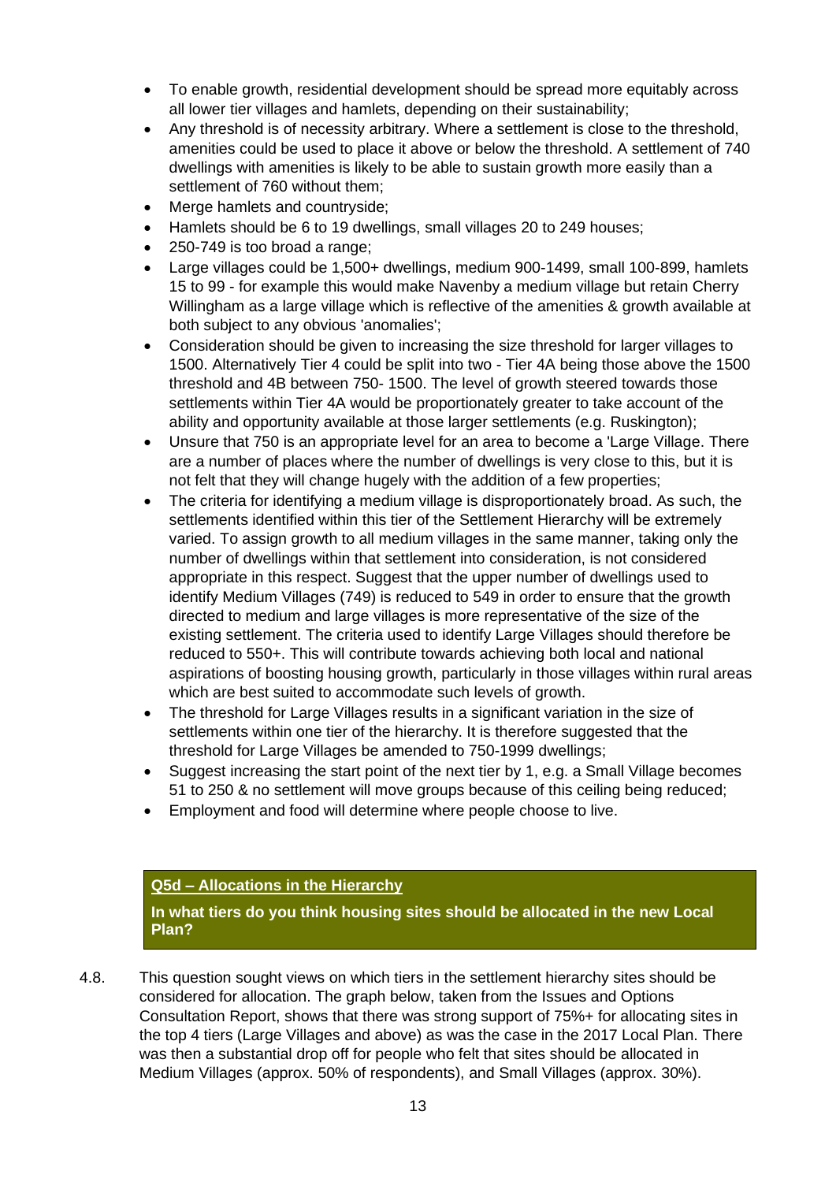- To enable growth, residential development should be spread more equitably across all lower tier villages and hamlets, depending on their sustainability;
- Any threshold is of necessity arbitrary. Where a settlement is close to the threshold, amenities could be used to place it above or below the threshold. A settlement of 740 dwellings with amenities is likely to be able to sustain growth more easily than a settlement of 760 without them;
- Merge hamlets and countryside;
- Hamlets should be 6 to 19 dwellings, small villages 20 to 249 houses;
- 250-749 is too broad a range;
- Large villages could be 1,500+ dwellings, medium 900-1499, small 100-899, hamlets 15 to 99 - for example this would make Navenby a medium village but retain Cherry Willingham as a large village which is reflective of the amenities & growth available at both subject to any obvious 'anomalies';
- Consideration should be given to increasing the size threshold for larger villages to 1500. Alternatively Tier 4 could be split into two - Tier 4A being those above the 1500 threshold and 4B between 750- 1500. The level of growth steered towards those settlements within Tier 4A would be proportionately greater to take account of the ability and opportunity available at those larger settlements (e.g. Ruskington);
- Unsure that 750 is an appropriate level for an area to become a 'Large Village. There are a number of places where the number of dwellings is very close to this, but it is not felt that they will change hugely with the addition of a few properties;
- The criteria for identifying a medium village is disproportionately broad. As such, the settlements identified within this tier of the Settlement Hierarchy will be extremely varied. To assign growth to all medium villages in the same manner, taking only the number of dwellings within that settlement into consideration, is not considered appropriate in this respect. Suggest that the upper number of dwellings used to identify Medium Villages (749) is reduced to 549 in order to ensure that the growth directed to medium and large villages is more representative of the size of the existing settlement. The criteria used to identify Large Villages should therefore be reduced to 550+. This will contribute towards achieving both local and national aspirations of boosting housing growth, particularly in those villages within rural areas which are best suited to accommodate such levels of growth.
- The threshold for Large Villages results in a significant variation in the size of settlements within one tier of the hierarchy. It is therefore suggested that the threshold for Large Villages be amended to 750-1999 dwellings;
- Suggest increasing the start point of the next tier by 1, e.g. a Small Village becomes 51 to 250 & no settlement will move groups because of this ceiling being reduced;
- Employment and food will determine where people choose to live.

**Q5d – Allocations in the Hierarchy**

**In what tiers do you think housing sites should be allocated in the new Local Plan?**

4.8. This question sought views on which tiers in the settlement hierarchy sites should be considered for allocation. The graph below, taken from the Issues and Options Consultation Report, shows that there was strong support of 75%+ for allocating sites in the top 4 tiers (Large Villages and above) as was the case in the 2017 Local Plan. There was then a substantial drop off for people who felt that sites should be allocated in Medium Villages (approx. 50% of respondents), and Small Villages (approx. 30%).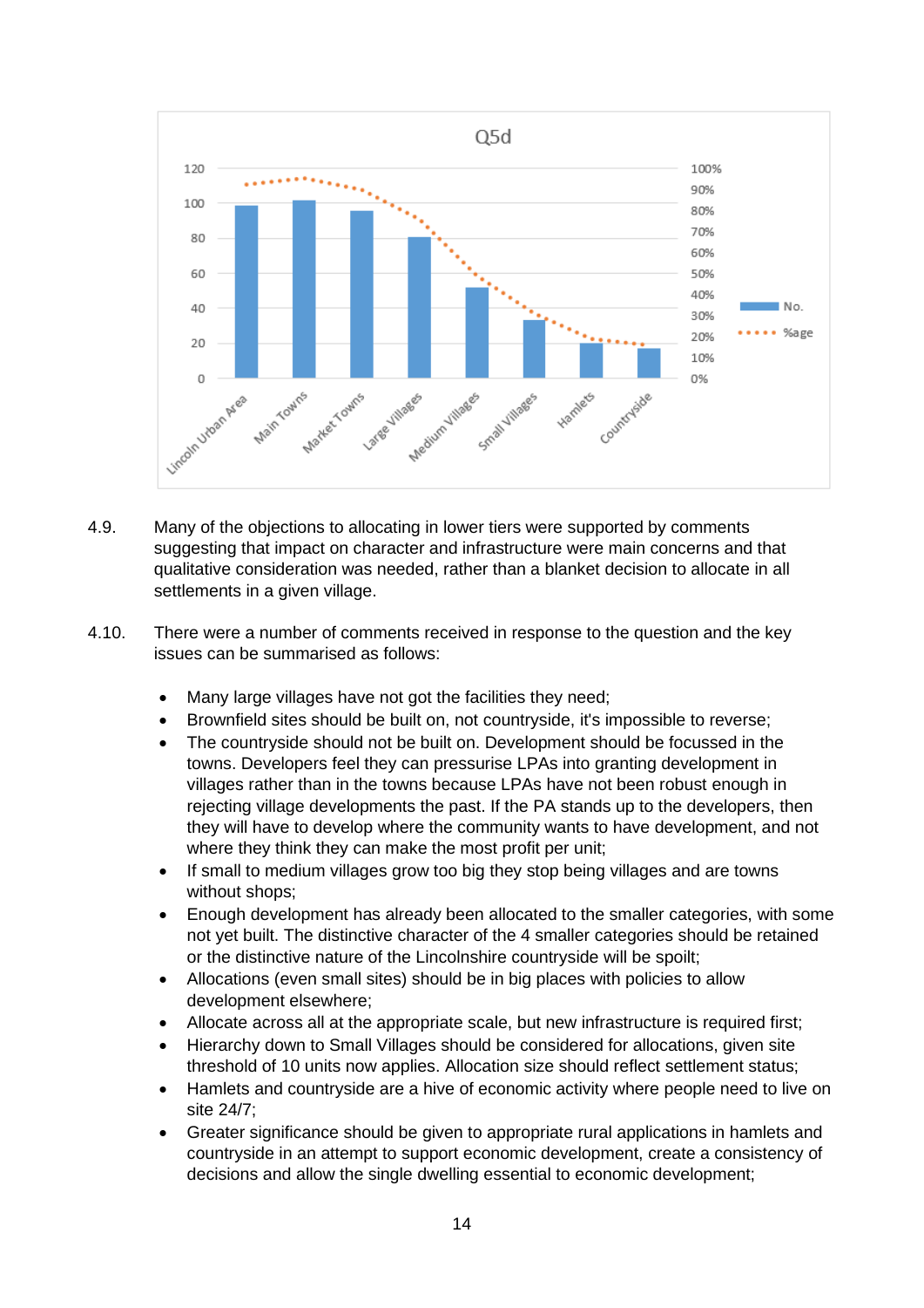Q5d

4.9. Many of the objections to allocating in lower tiers were supported by comments suggesting that impact on character and infrastructure were main concerns and that qualitative consideration was needed, rather than a blanket decision to allocate in all settlements in a given village.

4.10. There were a number of comments received in response to the question and the key issues can be summarised as follows:

- Many large villages have not got the facilities they need;
- Brownfield sites should be built on, not countryside, it's impossible to reverse;
- The countryside should not be built on. Development should be focussed in the towns. Developers feel they can pressurise LPAs into granting development in villages rather than in the towns because LPAs have not been robust enough in rejecting village developments the past. If the PA stands up to the developers, then they will have to develop where the community wants to have development, and not where they think they can make the most profit per unit;
- If small to medium villages grow too big they stop being villages and are towns without shops;
- Enough development has already been allocated to the smaller categories, with some not yet built. The distinctive character of the 4 smaller categories should be retained or the distinctive nature of the Lincolnshire countryside will be spoilt;
- Allocations (even small sites) should be in big places with policies to allow development elsewhere;
- Allocate across all at the appropriate scale, but new infrastructure is required first;
- Hierarchy down to Small Villages should be considered for allocations, given site threshold of 10 units now applies. Allocation size should reflect settlement status;
- Hamlets and countryside are a hive of economic activity where people need to live on site 24/7;
- Greater significance should be given to appropriate rural applications in hamlets and countryside in an attempt to support economic development, create a consistency of decisions and allow the single dwelling essential to economic development;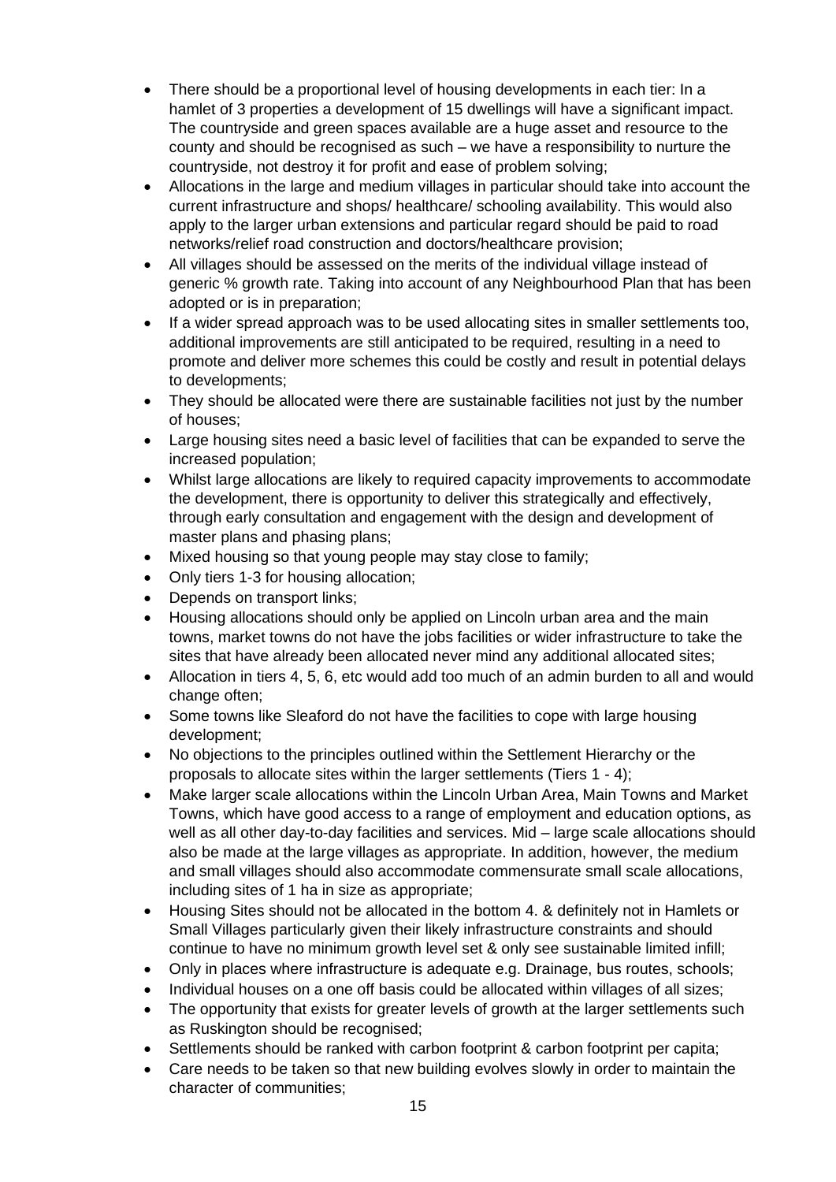- There should be a proportional level of housing developments in each tier: In a hamlet of 3 properties a development of 15 dwellings will have a significant impact. The countryside and green spaces available are a huge asset and resource to the county and should be recognised as such – we have a responsibility to nurture the countryside, not destroy it for profit and ease of problem solving;
- Allocations in the large and medium villages in particular should take into account the current infrastructure and shops/ healthcare/ schooling availability. This would also apply to the larger urban extensions and particular regard should be paid to road networks/relief road construction and doctors/healthcare provision;
- All villages should be assessed on the merits of the individual village instead of generic % growth rate. Taking into account of any Neighbourhood Plan that has been adopted or is in preparation;
- If a wider spread approach was to be used allocating sites in smaller settlements too, additional improvements are still anticipated to be required, resulting in a need to promote and deliver more schemes this could be costly and result in potential delays to developments;
- They should be allocated were there are sustainable facilities not just by the number of houses;
- Large housing sites need a basic level of facilities that can be expanded to serve the increased population;
- Whilst large allocations are likely to required capacity improvements to accommodate the development, there is opportunity to deliver this strategically and effectively, through early consultation and engagement with the design and development of master plans and phasing plans;
- Mixed housing so that young people may stay close to family;
- Only tiers 1-3 for housing allocation;
- Depends on transport links;
- Housing allocations should only be applied on Lincoln urban area and the main towns, market towns do not have the jobs facilities or wider infrastructure to take the sites that have already been allocated never mind any additional allocated sites;
- Allocation in tiers 4, 5, 6, etc would add too much of an admin burden to all and would change often;
- Some towns like Sleaford do not have the facilities to cope with large housing development;
- No objections to the principles outlined within the Settlement Hierarchy or the proposals to allocate sites within the larger settlements (Tiers 1 - 4);
- Make larger scale allocations within the Lincoln Urban Area, Main Towns and Market Towns, which have good access to a range of employment and education options, as well as all other day-to-day facilities and services. Mid – large scale allocations should also be made at the large villages as appropriate. In addition, however, the medium and small villages should also accommodate commensurate small scale allocations, including sites of 1 ha in size as appropriate;
- Housing Sites should not be allocated in the bottom 4. & definitely not in Hamlets or Small Villages particularly given their likely infrastructure constraints and should continue to have no minimum growth level set & only see sustainable limited infill;
- Only in places where infrastructure is adequate e.g. Drainage, bus routes, schools;
- Individual houses on a one off basis could be allocated within villages of all sizes;
- The opportunity that exists for greater levels of growth at the larger settlements such as Ruskington should be recognised;
- Settlements should be ranked with carbon footprint & carbon footprint per capita;
- Care needs to be taken so that new building evolves slowly in order to maintain the character of communities;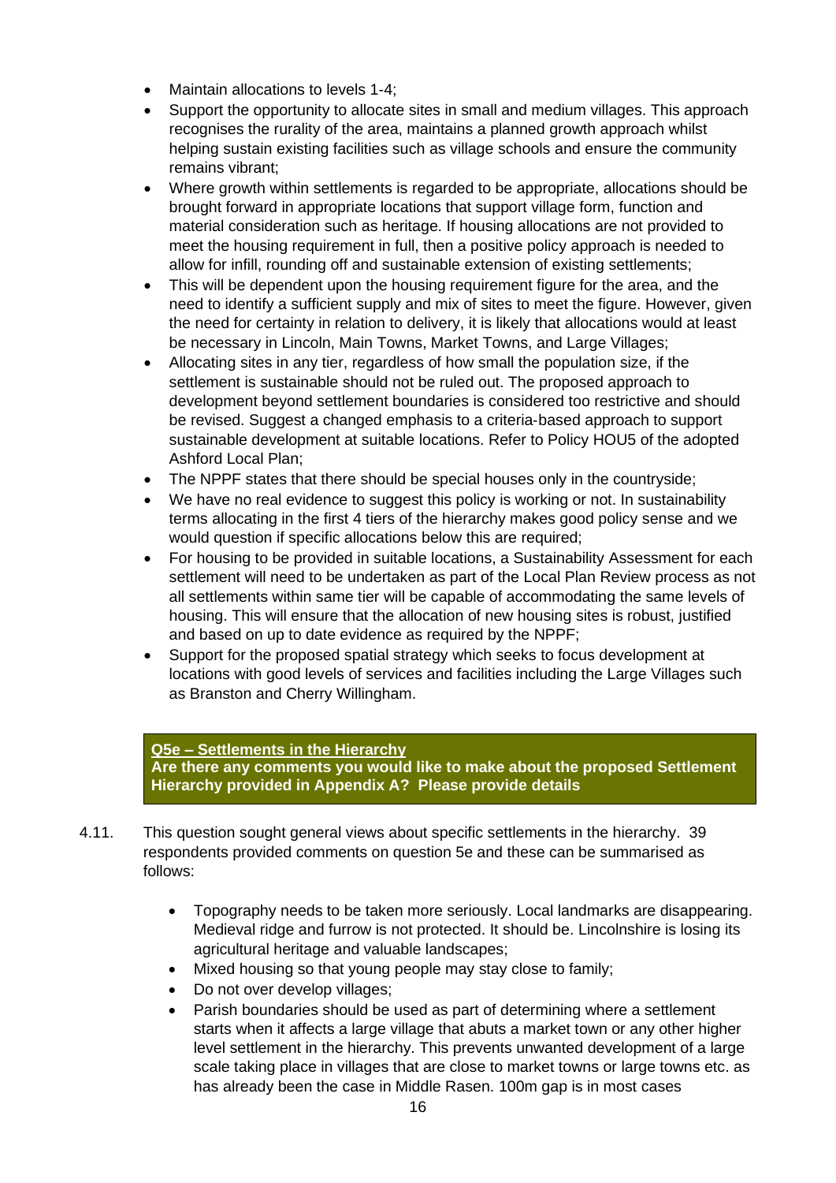- Maintain allocations to levels 1-4;
- Support the opportunity to allocate sites in small and medium villages. This approach recognises the rurality of the area, maintains a planned growth approach whilst helping sustain existing facilities such as village schools and ensure the community remains vibrant;
- Where growth within settlements is regarded to be appropriate, allocations should be brought forward in appropriate locations that support village form, function and material consideration such as heritage. If housing allocations are not provided to meet the housing requirement in full, then a positive policy approach is needed to allow for infill, rounding off and sustainable extension of existing settlements;
- This will be dependent upon the housing requirement figure for the area, and the need to identify a sufficient supply and mix of sites to meet the figure. However, given the need for certainty in relation to delivery, it is likely that allocations would at least be necessary in Lincoln, Main Towns, Market Towns, and Large Villages;
- Allocating sites in any tier, regardless of how small the population size, if the settlement is sustainable should not be ruled out. The proposed approach to development beyond settlement boundaries is considered too restrictive and should be revised. Suggest a changed emphasis to a criteria-based approach to support sustainable development at suitable locations. Refer to Policy HOU5 of the adopted Ashford Local Plan;
- The NPPF states that there should be special houses only in the countryside;
- We have no real evidence to suggest this policy is working or not. In sustainability terms allocating in the first 4 tiers of the hierarchy makes good policy sense and we would question if specific allocations below this are required;
- For housing to be provided in suitable locations, a Sustainability Assessment for each settlement will need to be undertaken as part of the Local Plan Review process as not all settlements within same tier will be capable of accommodating the same levels of housing. This will ensure that the allocation of new housing sites is robust, justified and based on up to date evidence as required by the NPPF;
- Support for the proposed spatial strategy which seeks to focus development at locations with good levels of services and facilities including the Large Villages such as Branston and Cherry Willingham.

**Q5e – Settlements in the Hierarchy**
**Are there any comments you would like to make about the proposed Settlement Hierarchy provided in Appendix A? Please provide details**

4.11. This question sought general views about specific settlements in the hierarchy. 39 respondents provided comments on question 5e and these can be summarised as follows:

- Topography needs to be taken more seriously. Local landmarks are disappearing. Medieval ridge and furrow is not protected. It should be. Lincolnshire is losing its agricultural heritage and valuable landscapes;
- Mixed housing so that young people may stay close to family;
- Do not over develop villages;
- Parish boundaries should be used as part of determining where a settlement starts when it affects a large village that abuts a market town or any other higher level settlement in the hierarchy. This prevents unwanted development of a large scale taking place in villages that are close to market towns or large towns etc. as has already been the case in Middle Rasen. 100m gap is in most cases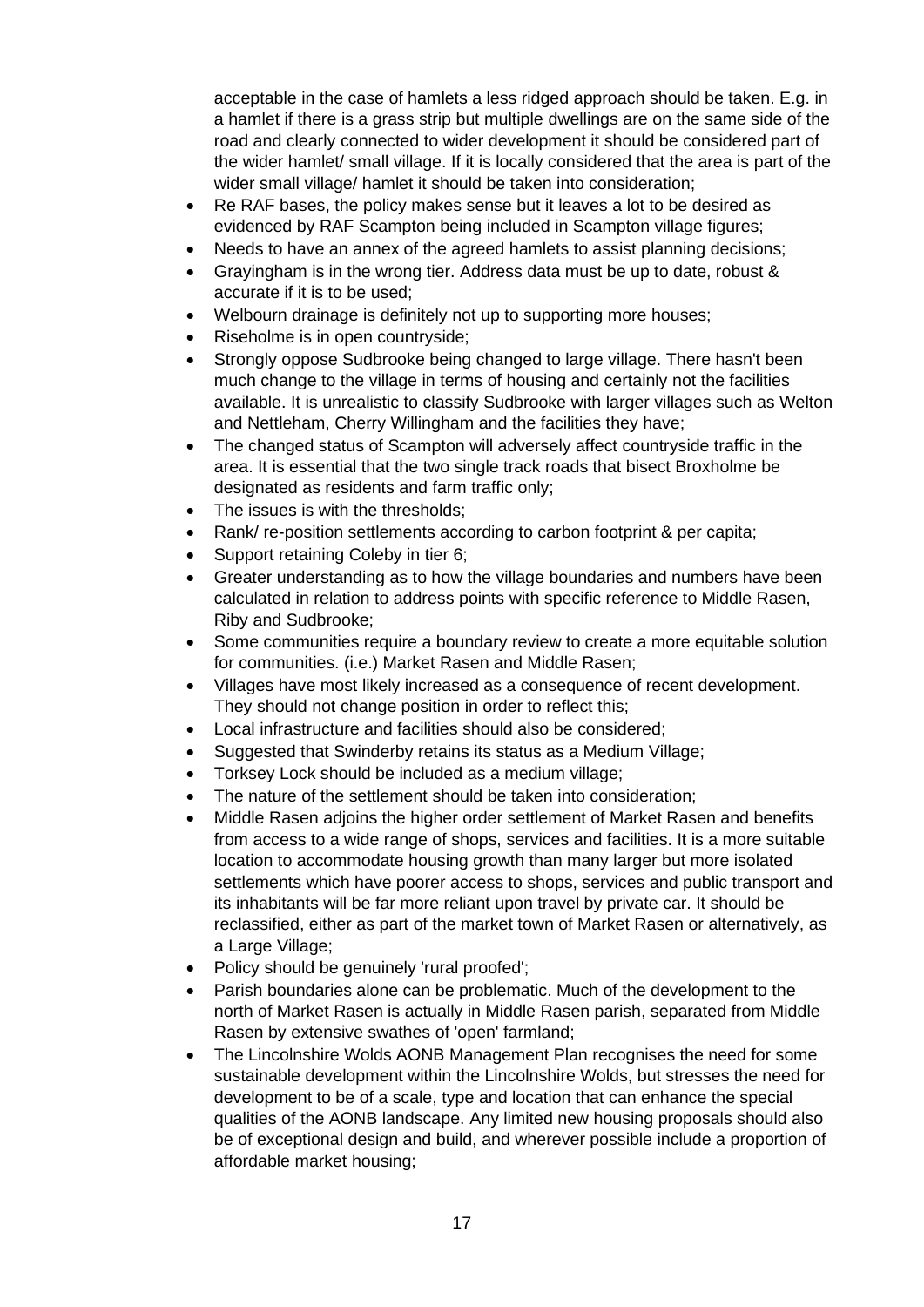acceptable in the case of hamlets a less ridged approach should be taken. E.g. in a hamlet if there is a grass strip but multiple dwellings are on the same side of the road and clearly connected to wider development it should be considered part of the wider hamlet/ small village. If it is locally considered that the area is part of the wider small village/ hamlet it should be taken into consideration;

- Re RAF bases, the policy makes sense but it leaves a lot to be desired as evidenced by RAF Scampton being included in Scampton village figures;
- Needs to have an annex of the agreed hamlets to assist planning decisions;
- Grayingham is in the wrong tier. Address data must be up to date, robust & accurate if it is to be used;
- Welbourn drainage is definitely not up to supporting more houses;
- Riseholme is in open countryside;
- Strongly oppose Sudbrooke being changed to large village. There hasn't been much change to the village in terms of housing and certainly not the facilities available. It is unrealistic to classify Sudbrooke with larger villages such as Welton and Nettleham, Cherry Willingham and the facilities they have;
- The changed status of Scampton will adversely affect countryside traffic in the area. It is essential that the two single track roads that bisect Broxholme be designated as residents and farm traffic only;
- The issues is with the thresholds;
- Rank/ re-position settlements according to carbon footprint & per capita;
- Support retaining Coleby in tier 6;
- Greater understanding as to how the village boundaries and numbers have been calculated in relation to address points with specific reference to Middle Rasen, Riby and Sudbrooke;
- Some communities require a boundary review to create a more equitable solution for communities. (i.e.) Market Rasen and Middle Rasen;
- Villages have most likely increased as a consequence of recent development. They should not change position in order to reflect this;
- Local infrastructure and facilities should also be considered;
- Suggested that Swinderby retains its status as a Medium Village;
- Torksey Lock should be included as a medium village;
- The nature of the settlement should be taken into consideration;
- Middle Rasen adjoins the higher order settlement of Market Rasen and benefits from access to a wide range of shops, services and facilities. It is a more suitable location to accommodate housing growth than many larger but more isolated settlements which have poorer access to shops, services and public transport and its inhabitants will be far more reliant upon travel by private car. It should be reclassified, either as part of the market town of Market Rasen or alternatively, as a Large Village;
- Policy should be genuinely 'rural proofed';
- Parish boundaries alone can be problematic. Much of the development to the north of Market Rasen is actually in Middle Rasen parish, separated from Middle Rasen by extensive swathes of 'open' farmland;
- The Lincolnshire Wolds AONB Management Plan recognises the need for some sustainable development within the Lincolnshire Wolds, but stresses the need for development to be of a scale, type and location that can enhance the special qualities of the AONB landscape. Any limited new housing proposals should also be of exceptional design and build, and wherever possible include a proportion of affordable market housing;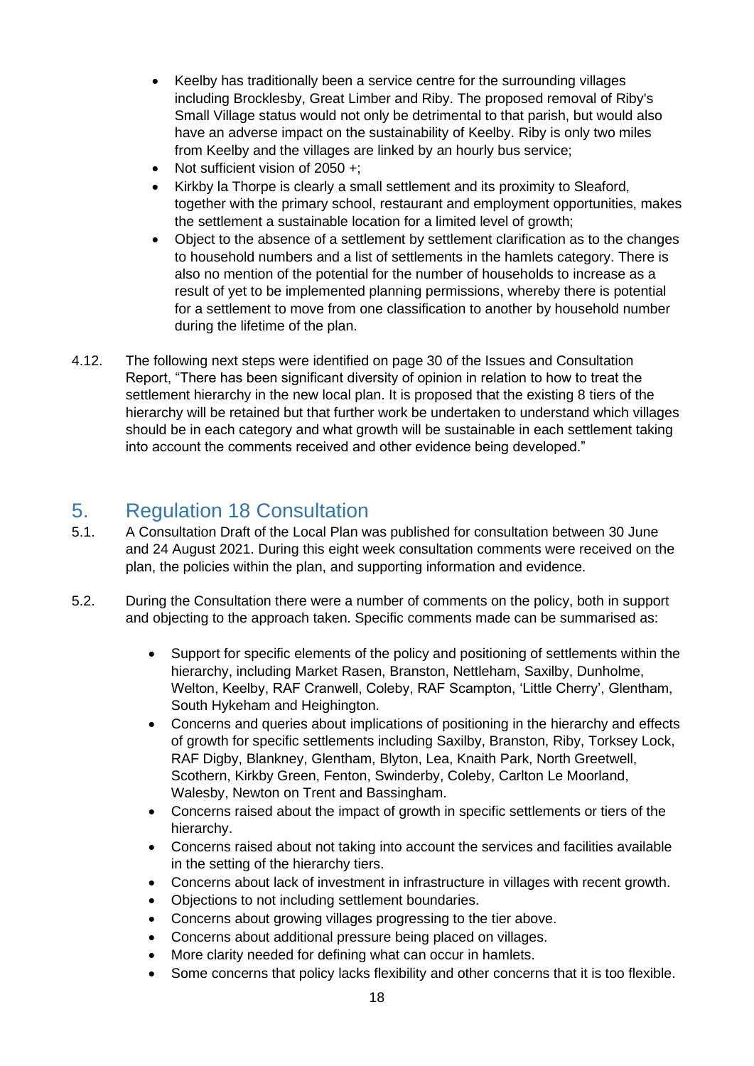- Keelby has traditionally been a service centre for the surrounding villages including Brocklesby, Great Limber and Riby. The proposed removal of Riby's Small Village status would not only be detrimental to that parish, but would also have an adverse impact on the sustainability of Keelby. Riby is only two miles from Keelby and the villages are linked by an hourly bus service;
- Not sufficient vision of 2050 +;
- Kirkby la Thorpe is clearly a small settlement and its proximity to Sleaford, together with the primary school, restaurant and employment opportunities, makes the settlement a sustainable location for a limited level of growth;
- Object to the absence of a settlement by settlement clarification as to the changes to household numbers and a list of settlements in the hamlets category. There is also no mention of the potential for the number of households to increase as a result of yet to be implemented planning permissions, whereby there is potential for a settlement to move from one classification to another by household number during the lifetime of the plan.

4.12. The following next steps were identified on page 30 of the Issues and Consultation Report, "There has been significant diversity of opinion in relation to how to treat the settlement hierarchy in the new local plan. It is proposed that the existing 8 tiers of the hierarchy will be retained but that further work be undertaken to understand which villages should be in each category and what growth will be sustainable in each settlement taking into account the comments received and other evidence being developed."

## 5. Regulation 18 Consultation

5.1. A Consultation Draft of the Local Plan was published for consultation between 30 June and 24 August 2021. During this eight week consultation comments were received on the plan, the policies within the plan, and supporting information and evidence.

5.2. During the Consultation there were a number of comments on the policy, both in support and objecting to the approach taken. Specific comments made can be summarised as:

- Support for specific elements of the policy and positioning of settlements within the hierarchy, including Market Rasen, Branston, Nettleham, Saxilby, Dunholme, Welton, Keelby, RAF Cranwell, Coleby, RAF Scampton, 'Little Cherry', Glentham, South Hykeham and Heighington.
- Concerns and queries about implications of positioning in the hierarchy and effects of growth for specific settlements including Saxilby, Branston, Riby, Torksey Lock, RAF Digby, Blankney, Glentham, Blyton, Lea, Knaith Park, North Greetwell, Scothern, Kirkby Green, Fenton, Swinderby, Coleby, Carlton Le Moorland, Walesby, Newton on Trent and Bassingham.
- Concerns raised about the impact of growth in specific settlements or tiers of the hierarchy.
- Concerns raised about not taking into account the services and facilities available in the setting of the hierarchy tiers.
- Concerns about lack of investment in infrastructure in villages with recent growth.
- Objections to not including settlement boundaries.
- Concerns about growing villages progressing to the tier above.
- Concerns about additional pressure being placed on villages.
- More clarity needed for defining what can occur in hamlets.
- Some concerns that policy lacks flexibility and other concerns that it is too flexible.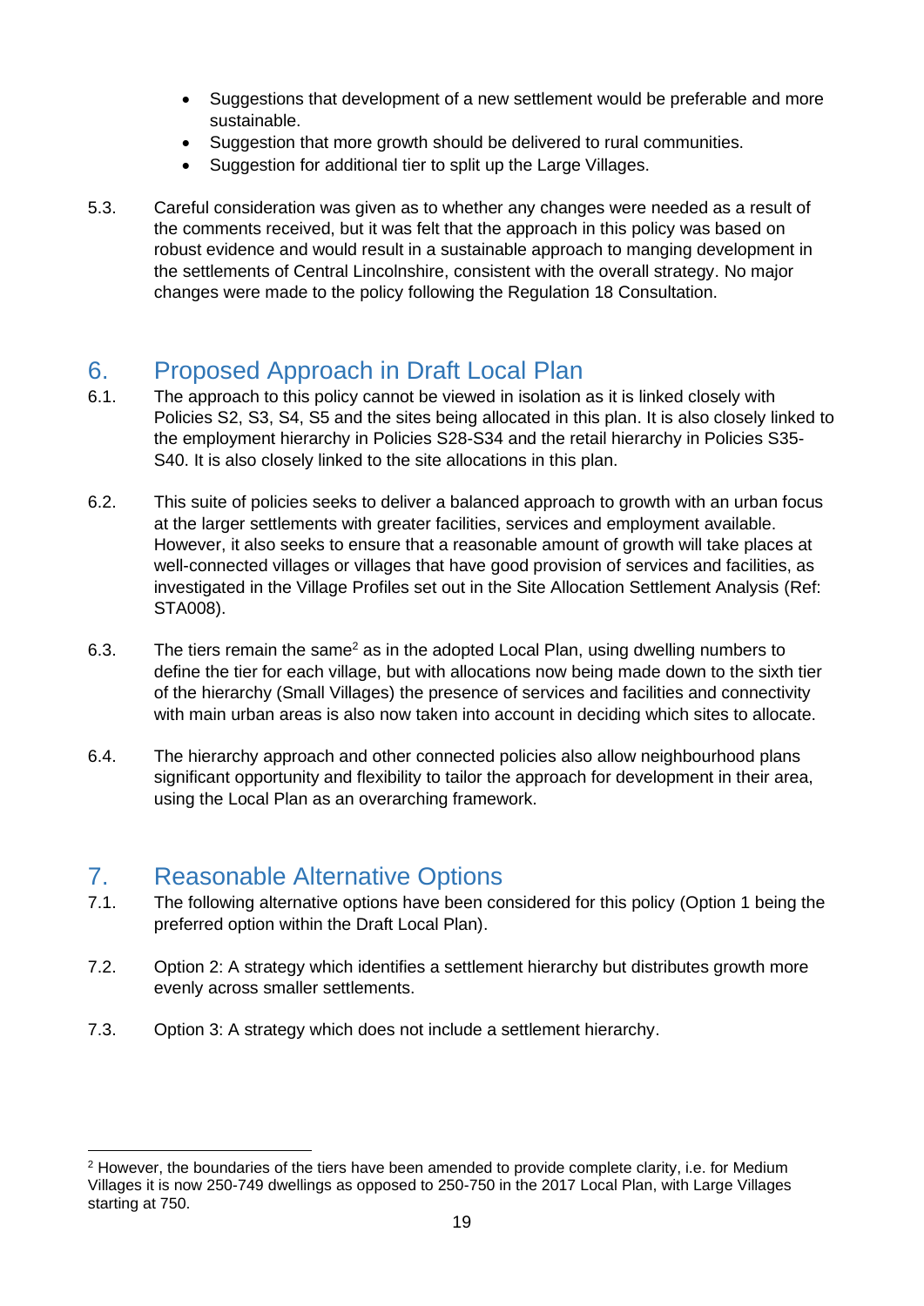- Suggestions that development of a new settlement would be preferable and more sustainable.
- Suggestion that more growth should be delivered to rural communities.
- Suggestion for additional tier to split up the Large Villages.

5.3. Careful consideration was given as to whether any changes were needed as a result of the comments received, but it was felt that the approach in this policy was based on robust evidence and would result in a sustainable approach to manging development in the settlements of Central Lincolnshire, consistent with the overall strategy. No major changes were made to the policy following the Regulation 18 Consultation.

## 6. Proposed Approach in Draft Local Plan

6.1. The approach to this policy cannot be viewed in isolation as it is linked closely with Policies S2, S3, S4, S5 and the sites being allocated in this plan. It is also closely linked to the employment hierarchy in Policies S28-S34 and the retail hierarchy in Policies S35-S40. It is also closely linked to the site allocations in this plan.

6.2. This suite of policies seeks to deliver a balanced approach to growth with an urban focus at the larger settlements with greater facilities, services and employment available. However, it also seeks to ensure that a reasonable amount of growth will take places at well-connected villages or villages that have good provision of services and facilities, as investigated in the Village Profiles set out in the Site Allocation Settlement Analysis (Ref: STA008).

6.3. The tiers remain the same[2] as in the adopted Local Plan, using dwelling numbers to define the tier for each village, but with allocations now being made down to the sixth tier of the hierarchy (Small Villages) the presence of services and facilities and connectivity with main urban areas is also now taken into account in deciding which sites to allocate.

6.4. The hierarchy approach and other connected policies also allow neighbourhood plans significant opportunity and flexibility to tailor the approach for development in their area, using the Local Plan as an overarching framework.

## 7. Reasonable Alternative Options

7.1. The following alternative options have been considered for this policy (Option 1 being the preferred option within the Draft Local Plan).

7.2. Option 2: A strategy which identifies a settlement hierarchy but distributes growth more evenly across smaller settlements.

7.3. Option 3: A strategy which does not include a settlement hierarchy.

---

[2] However, the boundaries of the tiers have been amended to provide complete clarity, i.e. for Medium Villages it is now 250-749 dwellings as opposed to 250-750 in the 2017 Local Plan, with Large Villages starting at 750.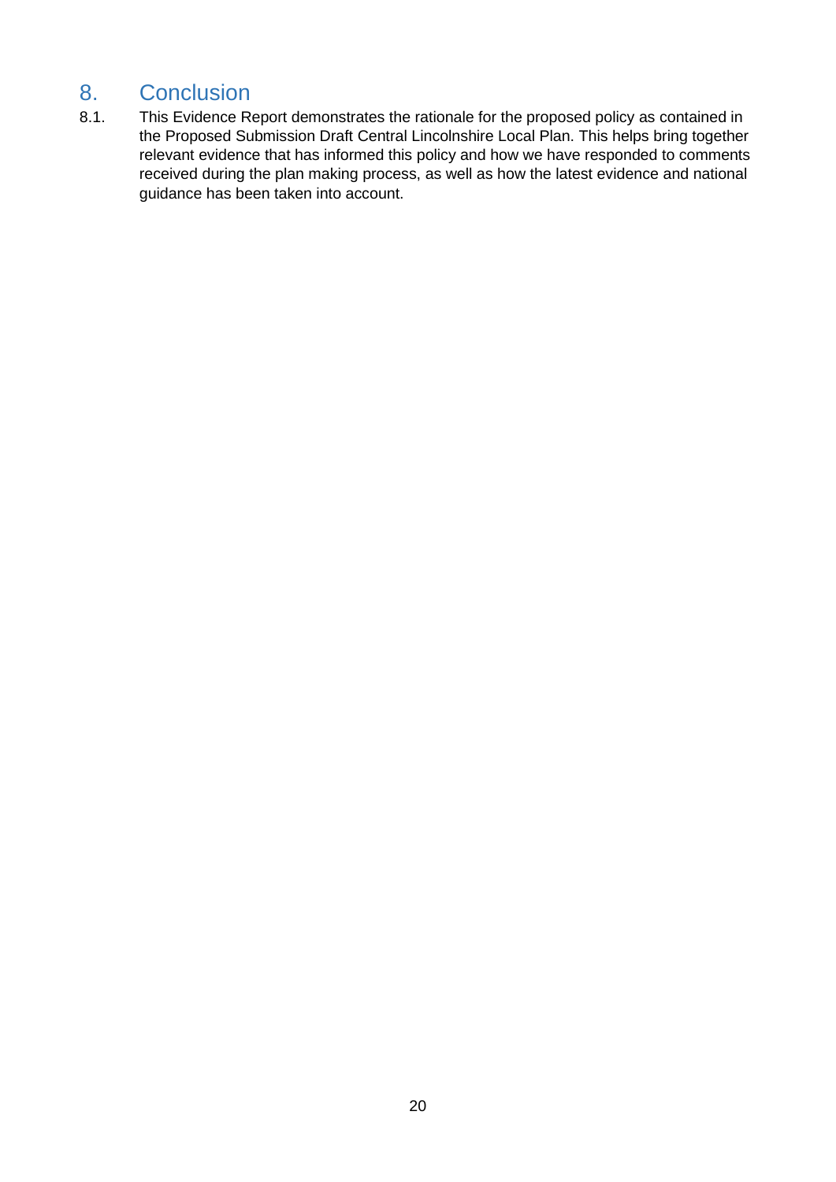# 8. Conclusion

8.1. This Evidence Report demonstrates the rationale for the proposed policy as contained in the Proposed Submission Draft Central Lincolnshire Local Plan. This helps bring together relevant evidence that has informed this policy and how we have responded to comments received during the plan making process, as well as how the latest evidence and national guidance has been taken into account.